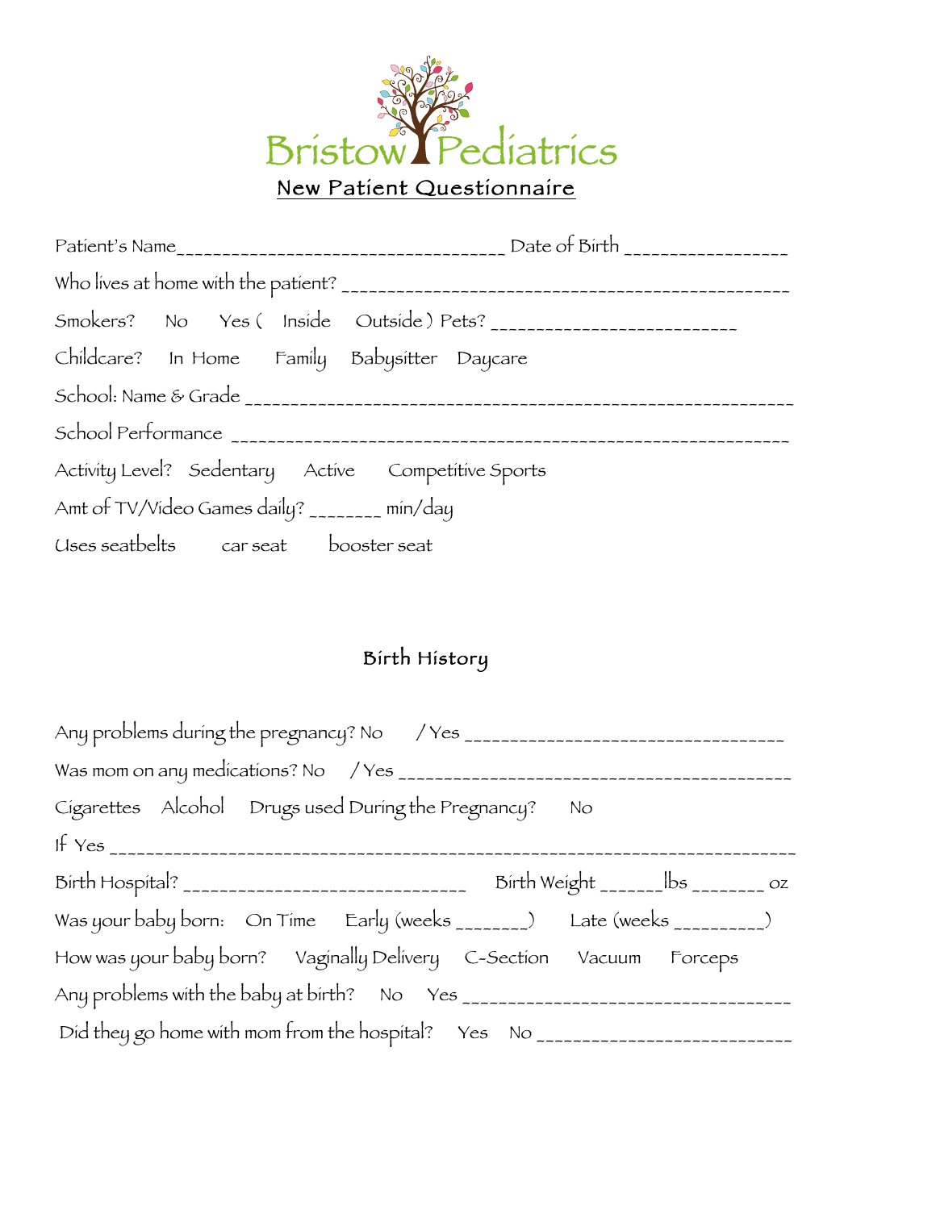# Bristow Pediatrics

## New Patient Questionnaire

Patient's Name_________________________________________ Date of Birth _________________

Who lives at home with the patient? _________________________________________________

Smokers? No Yes ( Inside Outside ) Pets? ___________________________

Childcare? In Home Family Babysitter Daycare

School: Name & Grade ____________________________________________________________

School Performance ______________________________________________________________

Activity Level? Sedentary Active Competitive Sports

Amt of TV/Video Games daily? ________ min/day

Uses seatbelts car seat booster seat

## Birth History

Any problems during the pregnancy? No / Yes ___________________________________

Was mom on any medications? No / Yes ___________________________________________

Cigarettes Alcohol Drugs used During the Pregnancy? No

If Yes ____________________________________________________________________________

Birth Hospital? _______________________________ Birth Weight ______lbs ________ oz

Was your baby born: On Time Early (weeks _______) Late (weeks _________)

How was your baby born? Vaginally Delivery C-Section Vacuum Forceps

Any problems with the baby at birth? No Yes ____________________________________

Did they go home with mom from the hospital? Yes No ___________________________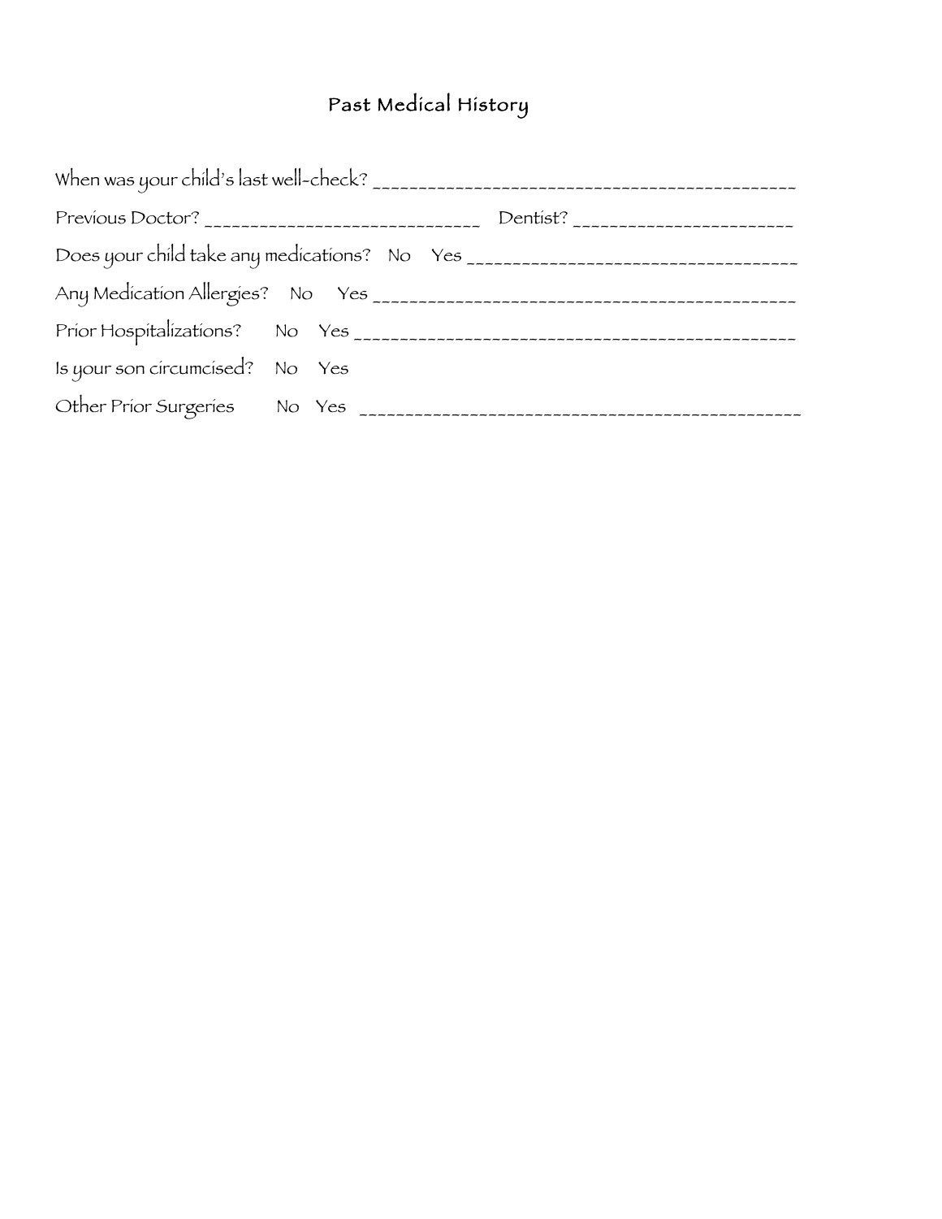# Past Medical History

When was your child's last well-check? _______________________________________________

Previous Doctor? ______________________________ Dentist? _________________________

Does your child take any medications? No Yes _____________________________________

Any Medication Allergies? No Yes _____________________________________________

Prior Hospitalizations? No Yes ______________________________________________

Is your son circumcised? No Yes

Other Prior Surgeries No Yes _______________________________________________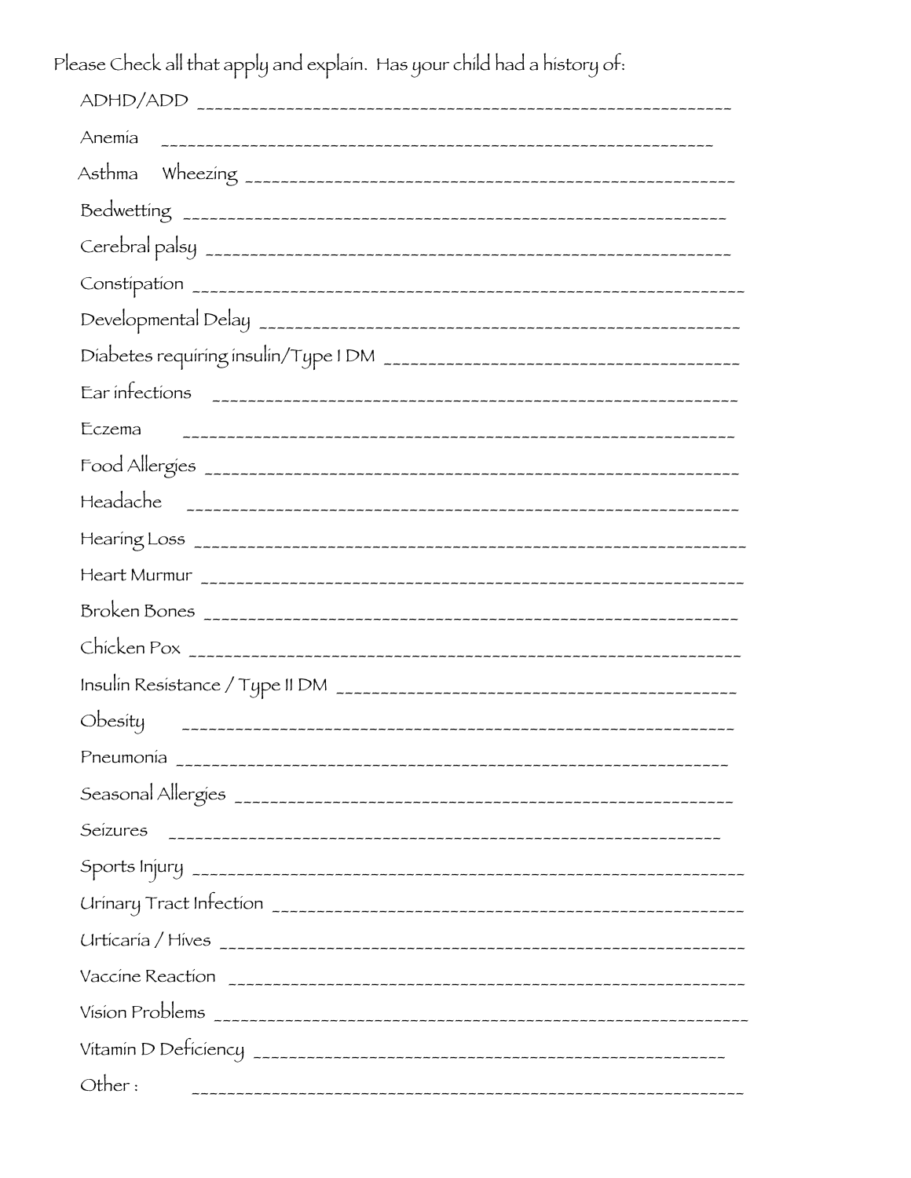Please Check all that apply and explain. Has your child had a history of:

ADHD/ADD ____________________________________________________________

Anemia ____________________________________________________________

Asthma Wheezing ____________________________________________________________

Bedwetting ____________________________________________________________

Cerebral palsy ____________________________________________________________

Constipation ____________________________________________________________

Developmental Delay ____________________________________________________________

Diabetes requiring insulin/Type I DM ____________________________________________

Ear infections ____________________________________________________________

Eczema ____________________________________________________________

Food Allergies ____________________________________________________________

Headache ____________________________________________________________

Hearing Loss ____________________________________________________________

Heart Murmur ____________________________________________________________

Broken Bones ____________________________________________________________

Chicken Pox ____________________________________________________________

Insulin Resistance / Type II DM ____________________________________________

Obesity ____________________________________________________________

Pneumonia ____________________________________________________________

Seasonal Allergies ____________________________________________________________

Seizures ____________________________________________________________

Sports Injury ____________________________________________________________

Urinary Tract Infection ____________________________________________________________

Urticaria / Hives ____________________________________________________________

Vaccine Reaction ____________________________________________________________

Vision Problems ____________________________________________________________

Vitamin D Deficiency ____________________________________________________________

Other : ____________________________________________________________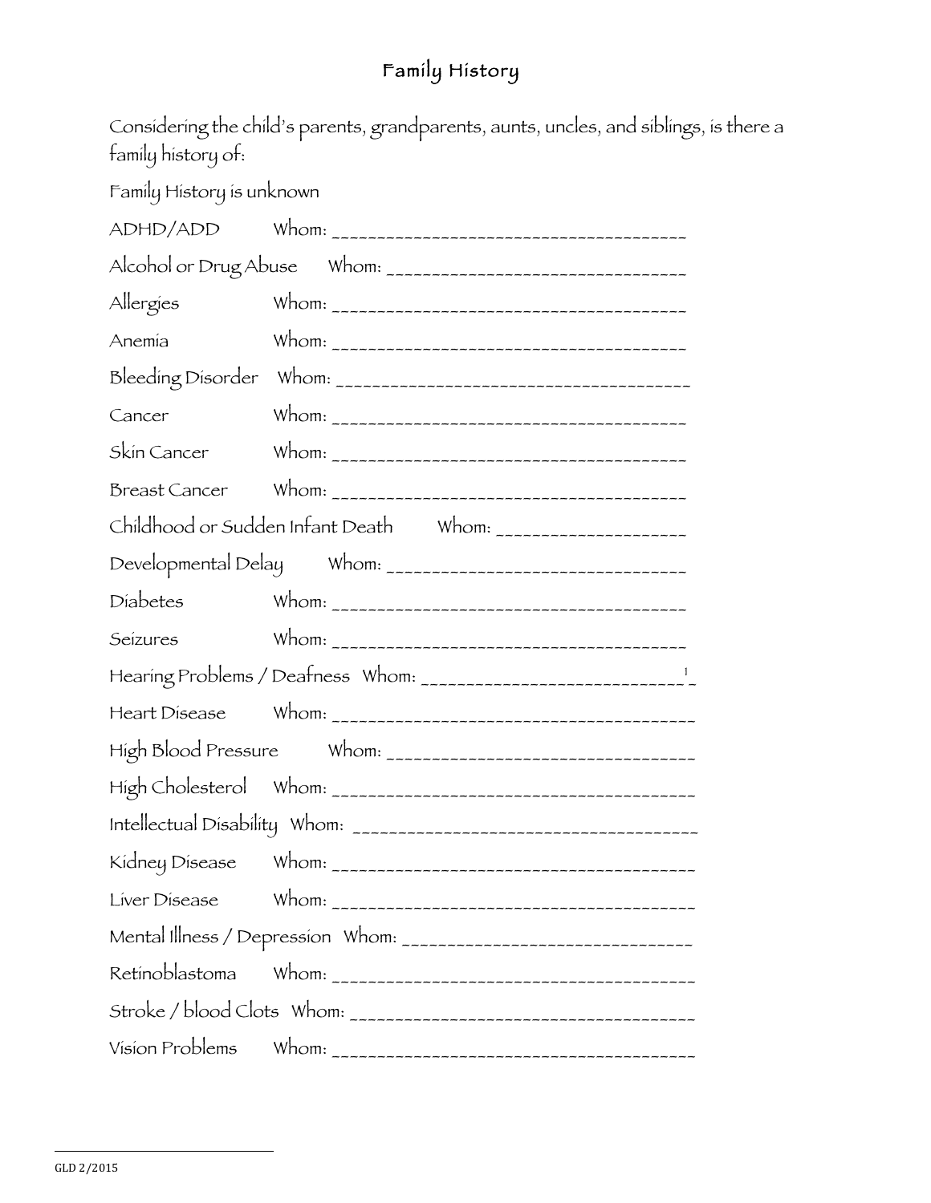# Family History

Considering the child's parents, grandparents, aunts, uncles, and siblings, is there a family history of:

Family History is unknown

ADHD/ADD Whom: ______________________________________

Alcohol or Drug Abuse Whom: ________________________________

Allergies Whom: ______________________________________

Anemia Whom: ______________________________________

Bleeding Disorder Whom: ____________________________________

Cancer Whom: ______________________________________

Skin Cancer Whom: ______________________________________

Breast Cancer Whom: ______________________________________

Childhood or Sudden Infant Death Whom: ____________________

Developmental Delay Whom: ________________________________

Diabetes Whom: ______________________________________

Seizures Whom: ______________________________________

Hearing Problems / Deafness Whom: ____________________________[1]_

Heart Disease Whom: ______________________________________

High Blood Pressure Whom: ________________________________

High Cholesterol Whom: ______________________________________

Intellectual Disability Whom: ____________________________________

Kidney Disease Whom: ______________________________________

Liver Disease Whom: ______________________________________

Mental Illness / Depression Whom: ______________________________

Retinoblastoma Whom: ______________________________________

Stroke / blood Clots Whom: ____________________________________

Vision Problems Whom: ______________________________________

---

GLD 2/2015